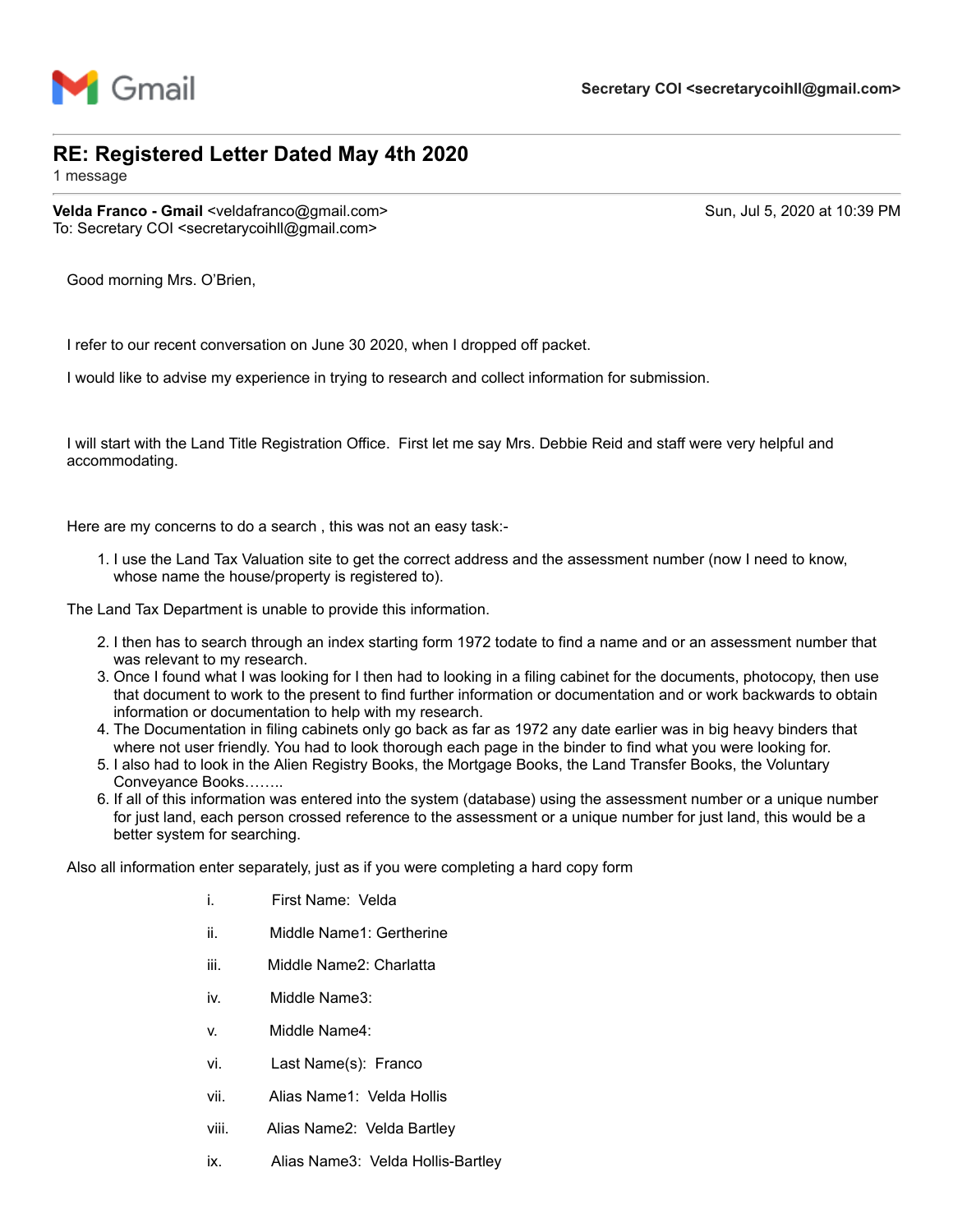Gmail — Secretary COI <secretarycoihll@gmail.com>

# RE: Registered Letter Dated May 4th 2020

1 message

**Velda Franco - Gmail** <veldafranco@gmail.com> — Sun, Jul 5, 2020 at 10:39 PM
To: Secretary COI <secretarycoihll@gmail.com>

Good morning Mrs. O'Brien,

I refer to our recent conversation on June 30 2020, when I dropped off packet.

I would like to advise my experience in trying to research and collect information for submission.

I will start with the Land Title Registration Office. First let me say Mrs. Debbie Reid and staff were very helpful and accommodating.

Here are my concerns to do a search , this was not an easy task:-

1. I use the Land Tax Valuation site to get the correct address and the assessment number (now I need to know, whose name the house/property is registered to).

The Land Tax Department is unable to provide this information.

2. I then has to search through an index starting form 1972 todate to find a name and or an assessment number that was relevant to my research.
3. Once I found what I was looking for I then had to looking in a filing cabinet for the documents, photocopy, then use that document to work to the present to find further information or documentation and or work backwards to obtain information or documentation to help with my research.
4. The Documentation in filing cabinets only go back as far as 1972 any date earlier was in big heavy binders that where not user friendly. You had to look thorough each page in the binder to find what you were looking for.
5. I also had to look in the Alien Registry Books, the Mortgage Books, the Land Transfer Books, the Voluntary Conveyance Books……..
6. If all of this information was entered into the system (database) using the assessment number or a unique number for just land, each person crossed reference to the assessment or a unique number for just land, this would be a better system for searching.

Also all information enter separately, just as if you were completing a hard copy form

i. First Name: Velda

ii. Middle Name1: Gertherine

iii. Middle Name2: Charlatta

iv. Middle Name3:

v. Middle Name4:

vi. Last Name(s): Franco

vii. Alias Name1: Velda Hollis

viii. Alias Name2: Velda Bartley

ix. Alias Name3: Velda Hollis-Bartley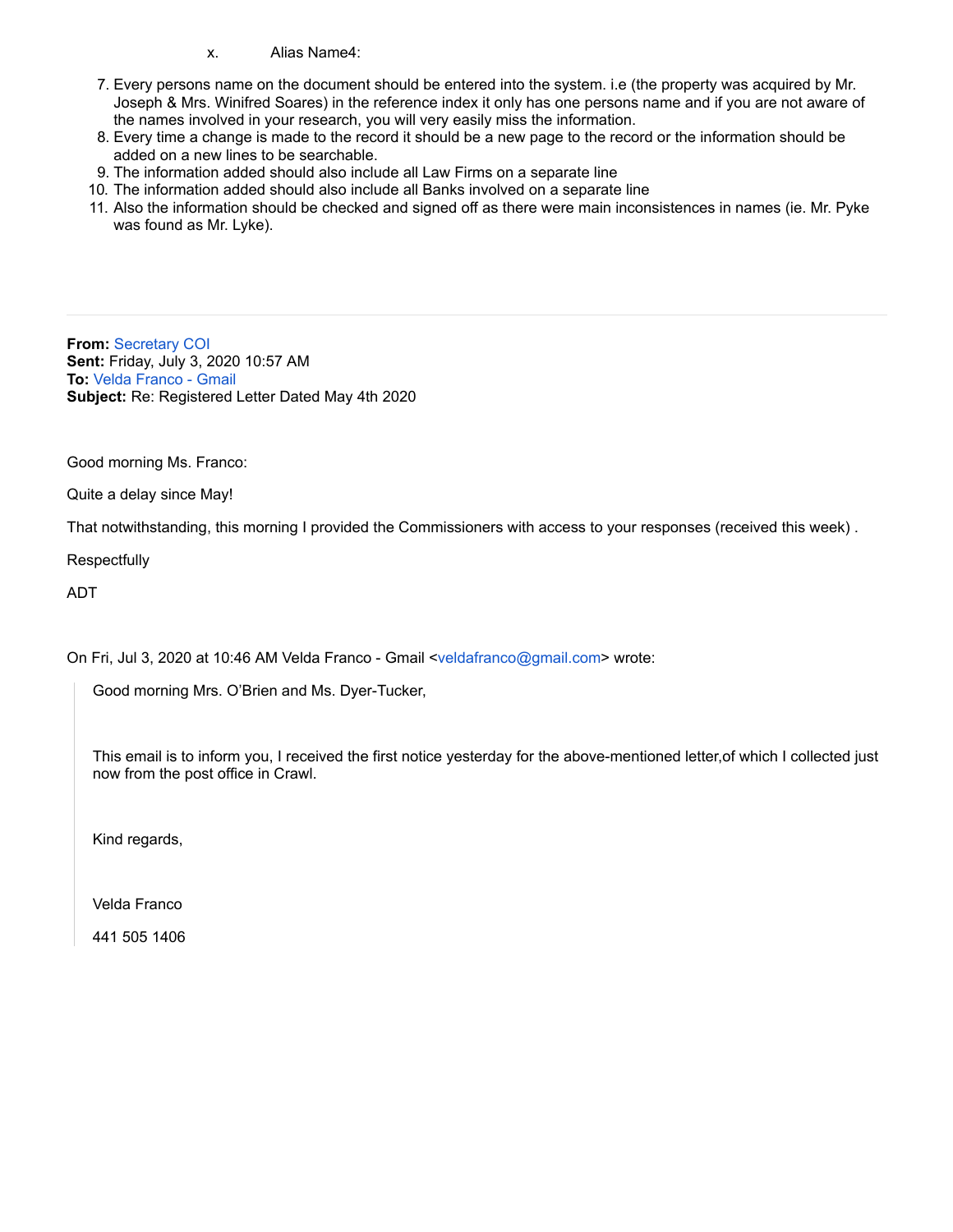x. Alias Name4:

7. Every persons name on the document should be entered into the system. i.e (the property was acquired by Mr. Joseph & Mrs. Winifred Soares) in the reference index it only has one persons name and if you are not aware of the names involved in your research, you will very easily miss the information.
8. Every time a change is made to the record it should be a new page to the record or the information should be added on a new lines to be searchable.
9. The information added should also include all Law Firms on a separate line
10. The information added should also include all Banks involved on a separate line
11. Also the information should be checked and signed off as there were main inconsistences in names (ie. Mr. Pyke was found as Mr. Lyke).

---

**From:** Secretary COI
**Sent:** Friday, July 3, 2020 10:57 AM
**To:** Velda Franco - Gmail
**Subject:** Re: Registered Letter Dated May 4th 2020

Good morning Ms. Franco:

Quite a delay since May!

That notwithstanding, this morning I provided the Commissioners with access to your responses (received this week) .

Respectfully

ADT

On Fri, Jul 3, 2020 at 10:46 AM Velda Franco - Gmail <veldafranco@gmail.com> wrote:

> Good morning Mrs. O'Brien and Ms. Dyer-Tucker,
>
> This email is to inform you, I received the first notice yesterday for the above-mentioned letter,of which I collected just now from the post office in Crawl.
>
> Kind regards,
>
> Velda Franco
>
> 441 505 1406